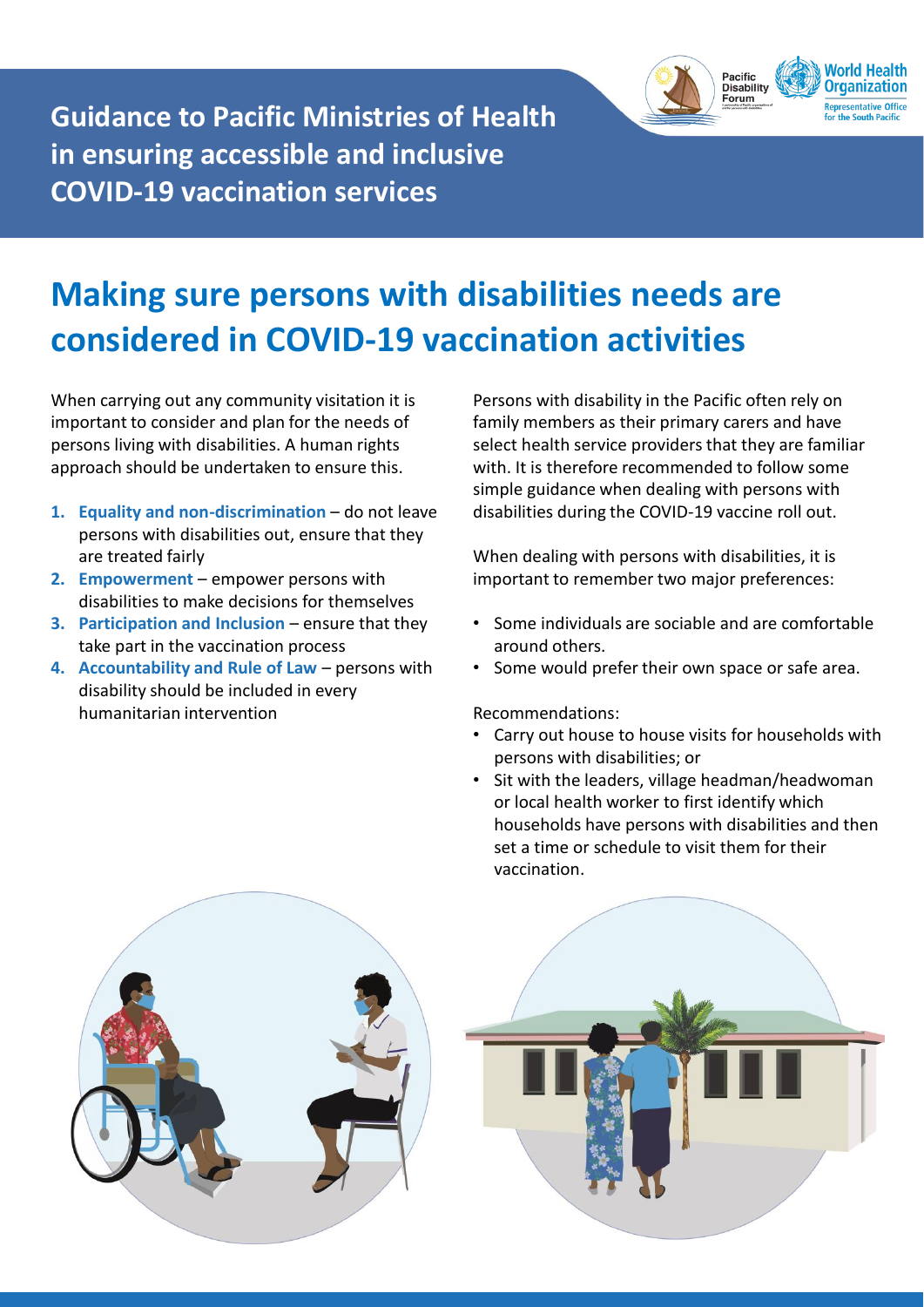# Guidance to Pacific Ministries of Health in ensuring accessible and inclusive COVID-19 vaccination services

## Making sure persons with disabilities needs are considered in COVID-19 vaccination activities

When carrying out any community visitation it is important to consider and plan for the needs of persons living with disabilities. A human rights approach should be undertaken to ensure this.

1. **Equality and non-discrimination** – do not leave persons with disabilities out, ensure that they are treated fairly
2. **Empowerment** – empower persons with disabilities to make decisions for themselves
3. **Participation and Inclusion** – ensure that they take part in the vaccination process
4. **Accountability and Rule of Law** – persons with disability should be included in every humanitarian intervention

Persons with disability in the Pacific often rely on family members as their primary carers and have select health service providers that they are familiar with. It is therefore recommended to follow some simple guidance when dealing with persons with disabilities during the COVID-19 vaccine roll out.

When dealing with persons with disabilities, it is important to remember two major preferences:

- Some individuals are sociable and are comfortable around others.
- Some would prefer their own space or safe area.

Recommendations:

- Carry out house to house visits for households with persons with disabilities; or
- Sit with the leaders, village headman/headwoman or local health worker to first identify which households have persons with disabilities and then set a time or schedule to visit them for their vaccination.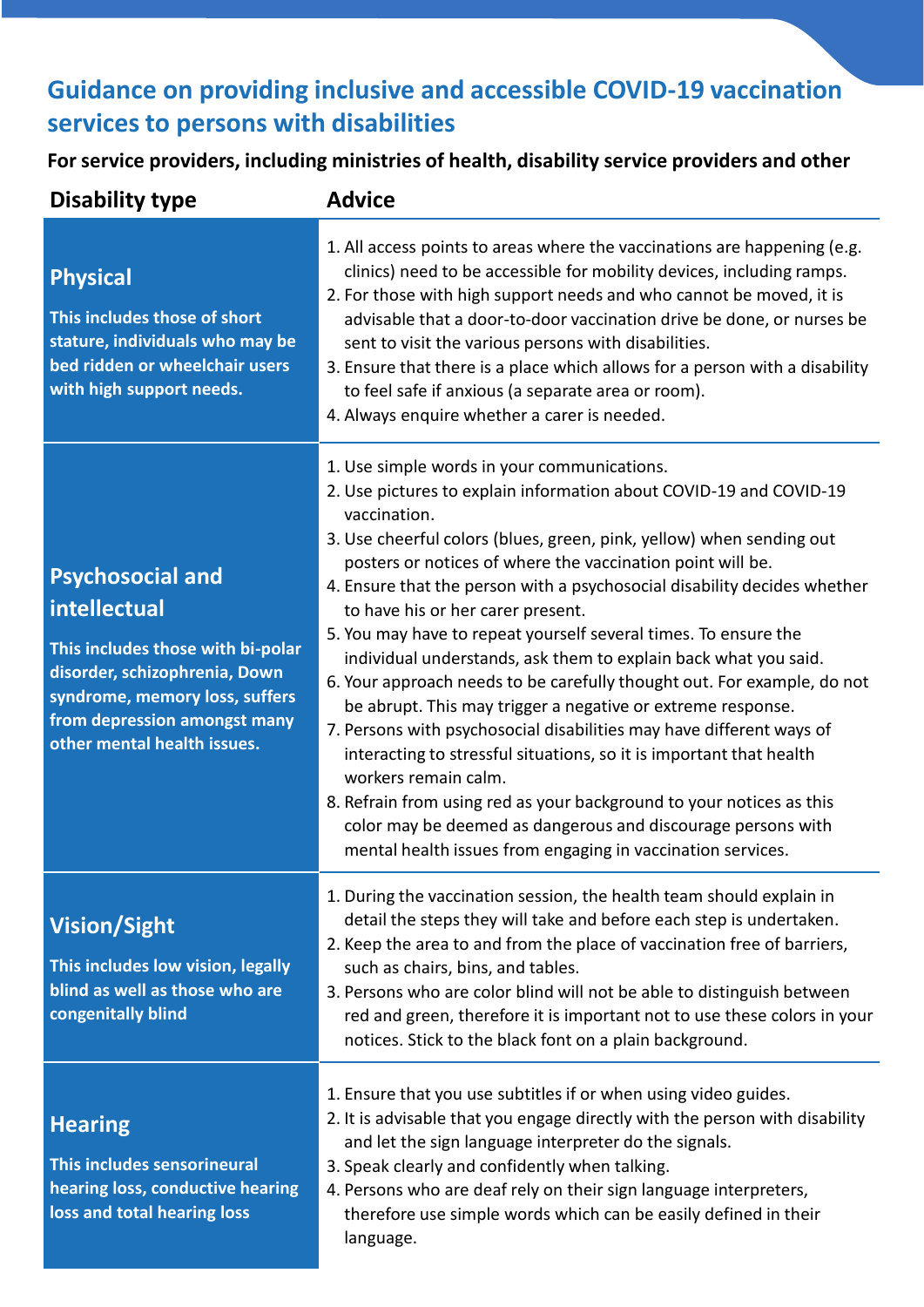## Guidance on providing inclusive and accessible COVID-19 vaccination services to persons with disabilities

**For service providers, including ministries of health, disability service providers and other**

| Disability type | Advice |
|---|---|
| **Physical**<br><br>**This includes those of short stature, individuals who may be bed ridden or wheelchair users with high support needs.** | 1. All access points to areas where the vaccinations are happening (e.g. clinics) need to be accessible for mobility devices, including ramps.<br>2. For those with high support needs and who cannot be moved, it is advisable that a door-to-door vaccination drive be done, or nurses be sent to visit the various persons with disabilities.<br>3. Ensure that there is a place which allows for a person with a disability to feel safe if anxious (a separate area or room).<br>4. Always enquire whether a carer is needed. |
| **Psychosocial and intellectual**<br><br>**This includes those with bi-polar disorder, schizophrenia, Down syndrome, memory loss, suffers from depression amongst many other mental health issues.** | 1. Use simple words in your communications.<br>2. Use pictures to explain information about COVID-19 and COVID-19 vaccination.<br>3. Use cheerful colors (blues, green, pink, yellow) when sending out posters or notices of where the vaccination point will be.<br>4. Ensure that the person with a psychosocial disability decides whether to have his or her carer present.<br>5. You may have to repeat yourself several times. To ensure the individual understands, ask them to explain back what you said.<br>6. Your approach needs to be carefully thought out. For example, do not be abrupt. This may trigger a negative or extreme response.<br>7. Persons with psychosocial disabilities may have different ways of interacting to stressful situations, so it is important that health workers remain calm.<br>8. Refrain from using red as your background to your notices as this color may be deemed as dangerous and discourage persons with mental health issues from engaging in vaccination services. |
| **Vision/Sight**<br><br>**This includes low vision, legally blind as well as those who are congenitally blind** | 1. During the vaccination session, the health team should explain in detail the steps they will take and before each step is undertaken.<br>2. Keep the area to and from the place of vaccination free of barriers, such as chairs, bins, and tables.<br>3. Persons who are color blind will not be able to distinguish between red and green, therefore it is important not to use these colors in your notices. Stick to the black font on a plain background. |
| **Hearing**<br><br>**This includes sensorineural hearing loss, conductive hearing loss and total hearing loss** | 1. Ensure that you use subtitles if or when using video guides.<br>2. It is advisable that you engage directly with the person with disability and let the sign language interpreter do the signals.<br>3. Speak clearly and confidently when talking.<br>4. Persons who are deaf rely on their sign language interpreters, therefore use simple words which can be easily defined in their language. |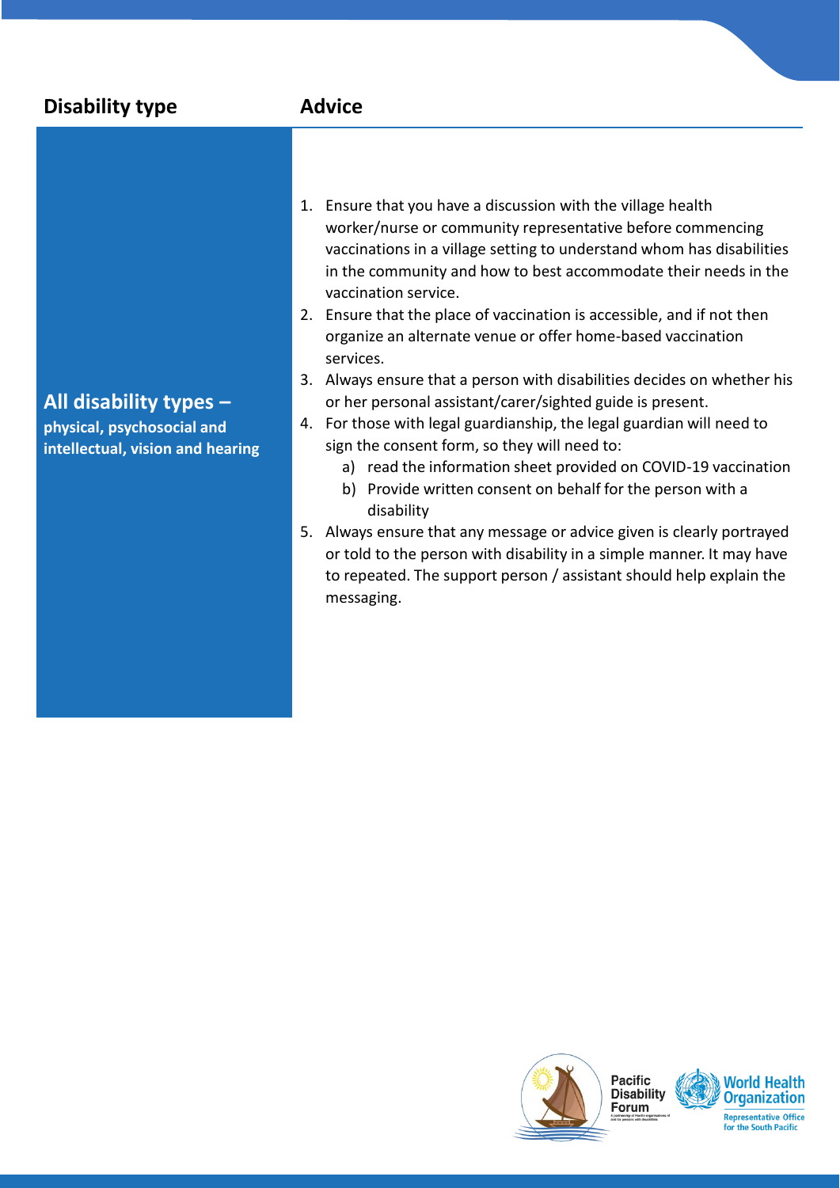| Disability type | Advice |
| --- | --- |
| **All disability types –** **physical, psychosocial and intellectual, vision and hearing** | 1. Ensure that you have a discussion with the village health worker/nurse or community representative before commencing vaccinations in a village setting to understand whom has disabilities in the community and how to best accommodate their needs in the vaccination service.<br>2. Ensure that the place of vaccination is accessible, and if not then organize an alternate venue or offer home-based vaccination services.<br>3. Always ensure that a person with disabilities decides on whether his or her personal assistant/carer/sighted guide is present.<br>4. For those with legal guardianship, the legal guardian will need to sign the consent form, so they will need to:<br>a) read the information sheet provided on COVID-19 vaccination<br>b) Provide written consent on behalf for the person with a disability<br>5. Always ensure that any message or advice given is clearly portrayed or told to the person with disability in a simple manner. It may have to repeated. The support person / assistant should help explain the messaging. |